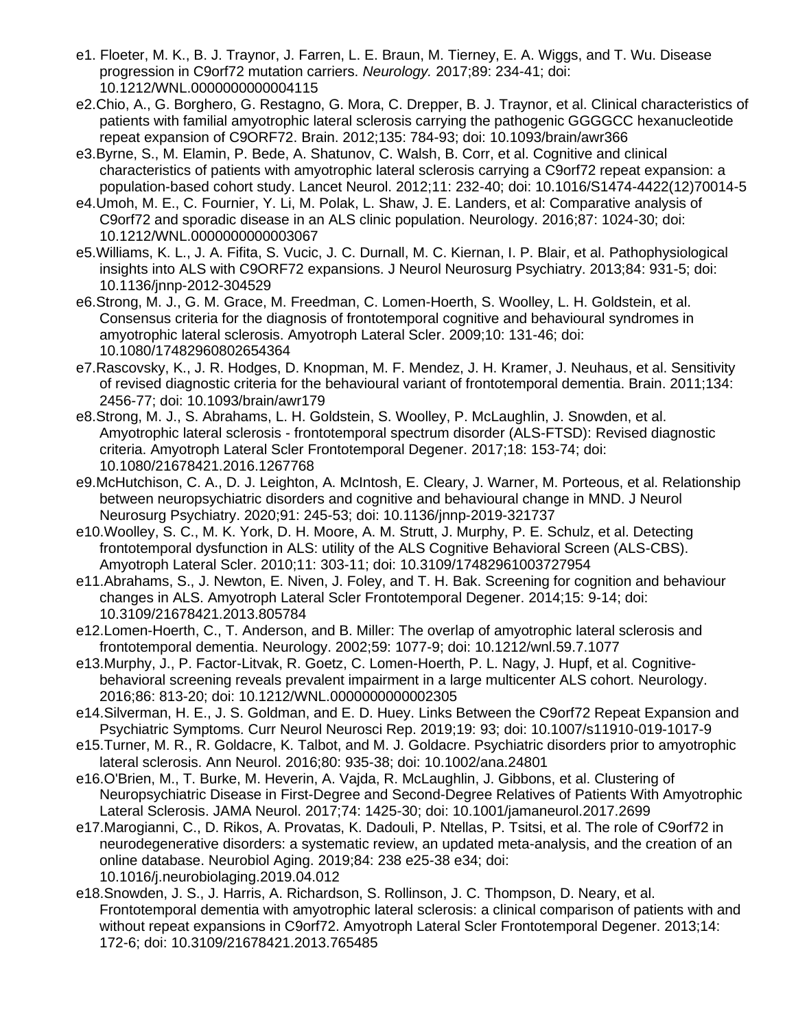e1. Floeter, M. K., B. J. Traynor, J. Farren, L. E. Braun, M. Tierney, E. A. Wiggs, and T. Wu. Disease progression in C9orf72 mutation carriers. *Neurology.* 2017;89: 234-41; doi: 10.1212/WNL.0000000000004115

e2.Chio, A., G. Borghero, G. Restagno, G. Mora, C. Drepper, B. J. Traynor, et al. Clinical characteristics of patients with familial amyotrophic lateral sclerosis carrying the pathogenic GGGGCC hexanucleotide repeat expansion of C9ORF72. Brain. 2012;135: 784-93; doi: 10.1093/brain/awr366

e3.Byrne, S., M. Elamin, P. Bede, A. Shatunov, C. Walsh, B. Corr, et al. Cognitive and clinical characteristics of patients with amyotrophic lateral sclerosis carrying a C9orf72 repeat expansion: a population-based cohort study. Lancet Neurol. 2012;11: 232-40; doi: 10.1016/S1474-4422(12)70014-5

e4.Umoh, M. E., C. Fournier, Y. Li, M. Polak, L. Shaw, J. E. Landers, et al: Comparative analysis of C9orf72 and sporadic disease in an ALS clinic population. Neurology. 2016;87: 1024-30; doi: 10.1212/WNL.0000000000003067

e5.Williams, K. L., J. A. Fifita, S. Vucic, J. C. Durnall, M. C. Kiernan, I. P. Blair, et al. Pathophysiological insights into ALS with C9ORF72 expansions. J Neurol Neurosurg Psychiatry. 2013;84: 931-5; doi: 10.1136/jnnp-2012-304529

e6.Strong, M. J., G. M. Grace, M. Freedman, C. Lomen-Hoerth, S. Woolley, L. H. Goldstein, et al. Consensus criteria for the diagnosis of frontotemporal cognitive and behavioural syndromes in amyotrophic lateral sclerosis. Amyotroph Lateral Scler. 2009;10: 131-46; doi: 10.1080/17482960802654364

e7.Rascovsky, K., J. R. Hodges, D. Knopman, M. F. Mendez, J. H. Kramer, J. Neuhaus, et al. Sensitivity of revised diagnostic criteria for the behavioural variant of frontotemporal dementia. Brain. 2011;134: 2456-77; doi: 10.1093/brain/awr179

e8.Strong, M. J., S. Abrahams, L. H. Goldstein, S. Woolley, P. McLaughlin, J. Snowden, et al. Amyotrophic lateral sclerosis - frontotemporal spectrum disorder (ALS-FTSD): Revised diagnostic criteria. Amyotroph Lateral Scler Frontotemporal Degener. 2017;18: 153-74; doi: 10.1080/21678421.2016.1267768

e9.McHutchison, C. A., D. J. Leighton, A. McIntosh, E. Cleary, J. Warner, M. Porteous, et al. Relationship between neuropsychiatric disorders and cognitive and behavioural change in MND. J Neurol Neurosurg Psychiatry. 2020;91: 245-53; doi: 10.1136/jnnp-2019-321737

e10.Woolley, S. C., M. K. York, D. H. Moore, A. M. Strutt, J. Murphy, P. E. Schulz, et al. Detecting frontotemporal dysfunction in ALS: utility of the ALS Cognitive Behavioral Screen (ALS-CBS). Amyotroph Lateral Scler. 2010;11: 303-11; doi: 10.3109/17482961003727954

e11.Abrahams, S., J. Newton, E. Niven, J. Foley, and T. H. Bak. Screening for cognition and behaviour changes in ALS. Amyotroph Lateral Scler Frontotemporal Degener. 2014;15: 9-14; doi: 10.3109/21678421.2013.805784

e12.Lomen-Hoerth, C., T. Anderson, and B. Miller: The overlap of amyotrophic lateral sclerosis and frontotemporal dementia. Neurology. 2002;59: 1077-9; doi: 10.1212/wnl.59.7.1077

e13.Murphy, J., P. Factor-Litvak, R. Goetz, C. Lomen-Hoerth, P. L. Nagy, J. Hupf, et al. Cognitive-behavioral screening reveals prevalent impairment in a large multicenter ALS cohort. Neurology. 2016;86: 813-20; doi: 10.1212/WNL.0000000000002305

e14.Silverman, H. E., J. S. Goldman, and E. D. Huey. Links Between the C9orf72 Repeat Expansion and Psychiatric Symptoms. Curr Neurol Neurosci Rep. 2019;19: 93; doi: 10.1007/s11910-019-1017-9

e15.Turner, M. R., R. Goldacre, K. Talbot, and M. J. Goldacre. Psychiatric disorders prior to amyotrophic lateral sclerosis. Ann Neurol. 2016;80: 935-38; doi: 10.1002/ana.24801

e16.O'Brien, M., T. Burke, M. Heverin, A. Vajda, R. McLaughlin, J. Gibbons, et al. Clustering of Neuropsychiatric Disease in First-Degree and Second-Degree Relatives of Patients With Amyotrophic Lateral Sclerosis. JAMA Neurol. 2017;74: 1425-30; doi: 10.1001/jamaneurol.2017.2699

e17.Marogianni, C., D. Rikos, A. Provatas, K. Dadouli, P. Ntellas, P. Tsitsi, et al. The role of C9orf72 in neurodegenerative disorders: a systematic review, an updated meta-analysis, and the creation of an online database. Neurobiol Aging. 2019;84: 238 e25-38 e34; doi: 10.1016/j.neurobiolaging.2019.04.012

e18.Snowden, J. S., J. Harris, A. Richardson, S. Rollinson, J. C. Thompson, D. Neary, et al. Frontotemporal dementia with amyotrophic lateral sclerosis: a clinical comparison of patients with and without repeat expansions in C9orf72. Amyotroph Lateral Scler Frontotemporal Degener. 2013;14: 172-6; doi: 10.3109/21678421.2013.765485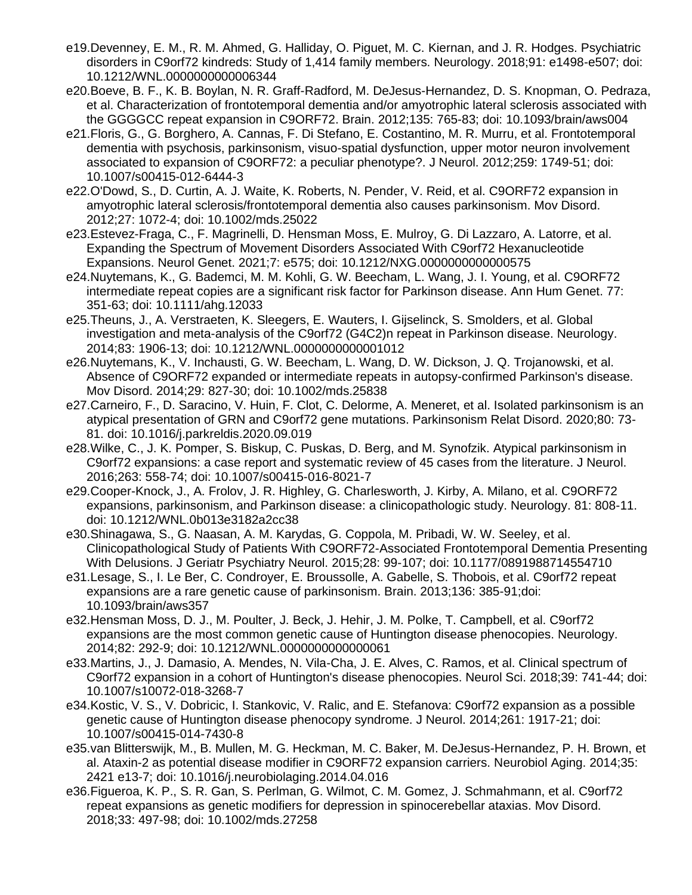e19. Devenney, E. M., R. M. Ahmed, G. Halliday, O. Piguet, M. C. Kiernan, and J. R. Hodges. Psychiatric disorders in C9orf72 kindreds: Study of 1,414 family members. Neurology. 2018;91: e1498-e507; doi: 10.1212/WNL.0000000000006344

e20. Boeve, B. F., K. B. Boylan, N. R. Graff-Radford, M. DeJesus-Hernandez, D. S. Knopman, O. Pedraza, et al. Characterization of frontotemporal dementia and/or amyotrophic lateral sclerosis associated with the GGGGCC repeat expansion in C9ORF72. Brain. 2012;135: 765-83; doi: 10.1093/brain/aws004

e21. Floris, G., G. Borghero, A. Cannas, F. Di Stefano, E. Costantino, M. R. Murru, et al. Frontotemporal dementia with psychosis, parkinsonism, visuo-spatial dysfunction, upper motor neuron involvement associated to expansion of C9ORF72: a peculiar phenotype?. J Neurol. 2012;259: 1749-51; doi: 10.1007/s00415-012-6444-3

e22. O'Dowd, S., D. Curtin, A. J. Waite, K. Roberts, N. Pender, V. Reid, et al. C9ORF72 expansion in amyotrophic lateral sclerosis/frontotemporal dementia also causes parkinsonism. Mov Disord. 2012;27: 1072-4; doi: 10.1002/mds.25022

e23. Estevez-Fraga, C., F. Magrinelli, D. Hensman Moss, E. Mulroy, G. Di Lazzaro, A. Latorre, et al. Expanding the Spectrum of Movement Disorders Associated With C9orf72 Hexanucleotide Expansions. Neurol Genet. 2021;7: e575; doi: 10.1212/NXG.0000000000000575

e24. Nuytemans, K., G. Bademci, M. M. Kohli, G. W. Beecham, L. Wang, J. I. Young, et al. C9ORF72 intermediate repeat copies are a significant risk factor for Parkinson disease. Ann Hum Genet. 77: 351-63; doi: 10.1111/ahg.12033

e25. Theuns, J., A. Verstraeten, K. Sleegers, E. Wauters, I. Gijselinck, S. Smolders, et al. Global investigation and meta-analysis of the C9orf72 (G4C2)n repeat in Parkinson disease. Neurology. 2014;83: 1906-13; doi: 10.1212/WNL.0000000000001012

e26. Nuytemans, K., V. Inchausti, G. W. Beecham, L. Wang, D. W. Dickson, J. Q. Trojanowski, et al. Absence of C9ORF72 expanded or intermediate repeats in autopsy-confirmed Parkinson's disease. Mov Disord. 2014;29: 827-30; doi: 10.1002/mds.25838

e27. Carneiro, F., D. Saracino, V. Huin, F. Clot, C. Delorme, A. Meneret, et al. Isolated parkinsonism is an atypical presentation of GRN and C9orf72 gene mutations. Parkinsonism Relat Disord. 2020;80: 73-81. doi: 10.1016/j.parkreldis.2020.09.019

e28. Wilke, C., J. K. Pomper, S. Biskup, C. Puskas, D. Berg, and M. Synofzik. Atypical parkinsonism in C9orf72 expansions: a case report and systematic review of 45 cases from the literature. J Neurol. 2016;263: 558-74; doi: 10.1007/s00415-016-8021-7

e29. Cooper-Knock, J., A. Frolov, J. R. Highley, G. Charlesworth, J. Kirby, A. Milano, et al. C9ORF72 expansions, parkinsonism, and Parkinson disease: a clinicopathologic study. Neurology. 81: 808-11. doi: 10.1212/WNL.0b013e3182a2cc38

e30. Shinagawa, S., G. Naasan, A. M. Karydas, G. Coppola, M. Pribadi, W. W. Seeley, et al. Clinicopathological Study of Patients With C9ORF72-Associated Frontotemporal Dementia Presenting With Delusions. J Geriatr Psychiatry Neurol. 2015;28: 99-107; doi: 10.1177/0891988714554710

e31. Lesage, S., I. Le Ber, C. Condroyer, E. Broussolle, A. Gabelle, S. Thobois, et al. C9orf72 repeat expansions are a rare genetic cause of parkinsonism. Brain. 2013;136: 385-91;doi: 10.1093/brain/aws357

e32. Hensman Moss, D. J., M. Poulter, J. Beck, J. Hehir, J. M. Polke, T. Campbell, et al. C9orf72 expansions are the most common genetic cause of Huntington disease phenocopies. Neurology. 2014;82: 292-9; doi: 10.1212/WNL.0000000000000061

e33. Martins, J., J. Damasio, A. Mendes, N. Vila-Cha, J. E. Alves, C. Ramos, et al. Clinical spectrum of C9orf72 expansion in a cohort of Huntington's disease phenocopies. Neurol Sci. 2018;39: 741-44; doi: 10.1007/s10072-018-3268-7

e34. Kostic, V. S., V. Dobricic, I. Stankovic, V. Ralic, and E. Stefanova: C9orf72 expansion as a possible genetic cause of Huntington disease phenocopy syndrome. J Neurol. 2014;261: 1917-21; doi: 10.1007/s00415-014-7430-8

e35. van Blitterswijk, M., B. Mullen, M. G. Heckman, M. C. Baker, M. DeJesus-Hernandez, P. H. Brown, et al. Ataxin-2 as potential disease modifier in C9ORF72 expansion carriers. Neurobiol Aging. 2014;35: 2421 e13-7; doi: 10.1016/j.neurobiolaging.2014.04.016

e36. Figueroa, K. P., S. R. Gan, S. Perlman, G. Wilmot, C. M. Gomez, J. Schmahmann, et al. C9orf72 repeat expansions as genetic modifiers for depression in spinocerebellar ataxias. Mov Disord. 2018;33: 497-98; doi: 10.1002/mds.27258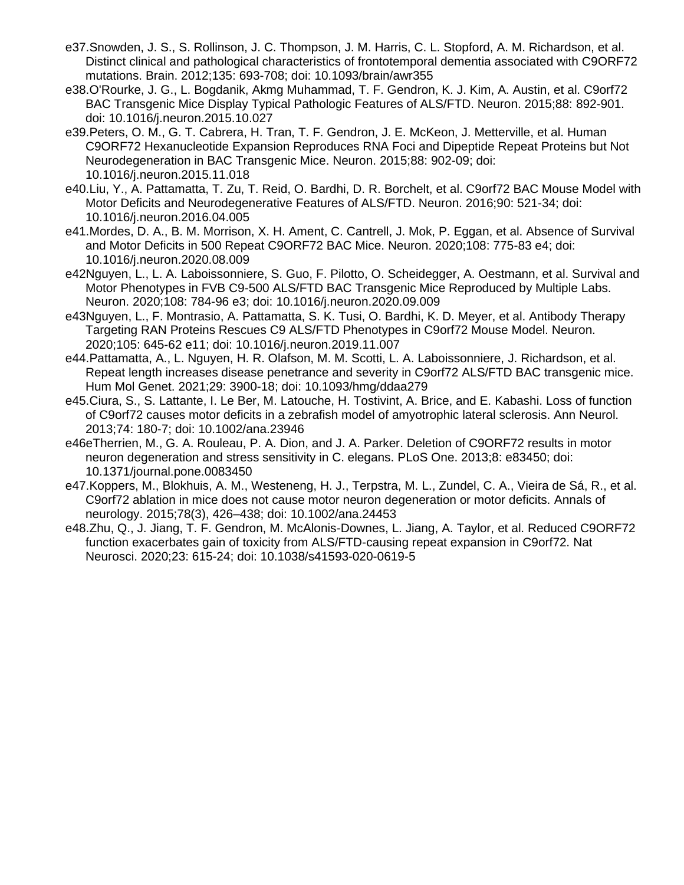e37. Snowden, J. S., S. Rollinson, J. C. Thompson, J. M. Harris, C. L. Stopford, A. M. Richardson, et al. Distinct clinical and pathological characteristics of frontotemporal dementia associated with C9ORF72 mutations. Brain. 2012;135: 693-708; doi: 10.1093/brain/awr355

e38. O'Rourke, J. G., L. Bogdanik, Akmg Muhammad, T. F. Gendron, K. J. Kim, A. Austin, et al. C9orf72 BAC Transgenic Mice Display Typical Pathologic Features of ALS/FTD. Neuron. 2015;88: 892-901. doi: 10.1016/j.neuron.2015.10.027

e39. Peters, O. M., G. T. Cabrera, H. Tran, T. F. Gendron, J. E. McKeon, J. Metterville, et al. Human C9ORF72 Hexanucleotide Expansion Reproduces RNA Foci and Dipeptide Repeat Proteins but Not Neurodegeneration in BAC Transgenic Mice. Neuron. 2015;88: 902-09; doi: 10.1016/j.neuron.2015.11.018

e40. Liu, Y., A. Pattamatta, T. Zu, T. Reid, O. Bardhi, D. R. Borchelt, et al. C9orf72 BAC Mouse Model with Motor Deficits and Neurodegenerative Features of ALS/FTD. Neuron. 2016;90: 521-34; doi: 10.1016/j.neuron.2016.04.005

e41. Mordes, D. A., B. M. Morrison, X. H. Ament, C. Cantrell, J. Mok, P. Eggan, et al. Absence of Survival and Motor Deficits in 500 Repeat C9ORF72 BAC Mice. Neuron. 2020;108: 775-83 e4; doi: 10.1016/j.neuron.2020.08.009

e42 Nguyen, L., L. A. Laboissonniere, S. Guo, F. Pilotto, O. Scheidegger, A. Oestmann, et al. Survival and Motor Phenotypes in FVB C9-500 ALS/FTD BAC Transgenic Mice Reproduced by Multiple Labs. Neuron. 2020;108: 784-96 e3; doi: 10.1016/j.neuron.2020.09.009

e43 Nguyen, L., F. Montrasio, A. Pattamatta, S. K. Tusi, O. Bardhi, K. D. Meyer, et al. Antibody Therapy Targeting RAN Proteins Rescues C9 ALS/FTD Phenotypes in C9orf72 Mouse Model. Neuron. 2020;105: 645-62 e11; doi: 10.1016/j.neuron.2019.11.007

e44. Pattamatta, A., L. Nguyen, H. R. Olafson, M. M. Scotti, L. A. Laboissonniere, J. Richardson, et al. Repeat length increases disease penetrance and severity in C9orf72 ALS/FTD BAC transgenic mice. Hum Mol Genet. 2021;29: 3900-18; doi: 10.1093/hmg/ddaa279

e45. Ciura, S., S. Lattante, I. Le Ber, M. Latouche, H. Tostivint, A. Brice, and E. Kabashi. Loss of function of C9orf72 causes motor deficits in a zebrafish model of amyotrophic lateral sclerosis. Ann Neurol. 2013;74: 180-7; doi: 10.1002/ana.23946

e46e Therrien, M., G. A. Rouleau, P. A. Dion, and J. A. Parker. Deletion of C9ORF72 results in motor neuron degeneration and stress sensitivity in C. elegans. PLoS One. 2013;8: e83450; doi: 10.1371/journal.pone.0083450

e47. Koppers, M., Blokhuis, A. M., Westeneng, H. J., Terpstra, M. L., Zundel, C. A., Vieira de Sá, R., et al. C9orf72 ablation in mice does not cause motor neuron degeneration or motor deficits. Annals of neurology. 2015;78(3), 426–438; doi: 10.1002/ana.24453

e48. Zhu, Q., J. Jiang, T. F. Gendron, M. McAlonis-Downes, L. Jiang, A. Taylor, et al. Reduced C9ORF72 function exacerbates gain of toxicity from ALS/FTD-causing repeat expansion in C9orf72. Nat Neurosci. 2020;23: 615-24; doi: 10.1038/s41593-020-0619-5